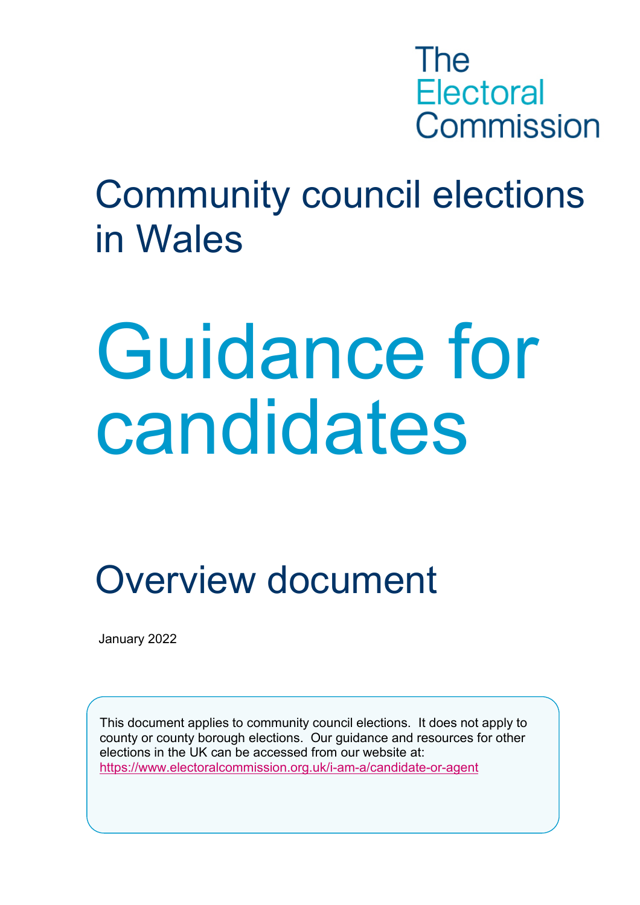The Electoral Commission

## Community council elections in Wales

# Guidance for candidates

## Overview document

January 2022

This document applies to community council elections. It does not apply to county or county borough elections. Our guidance and resources for other elections in the UK can be accessed from our website at: https://www.electoralcommission.org.uk/i-am-a/candidate-or-agent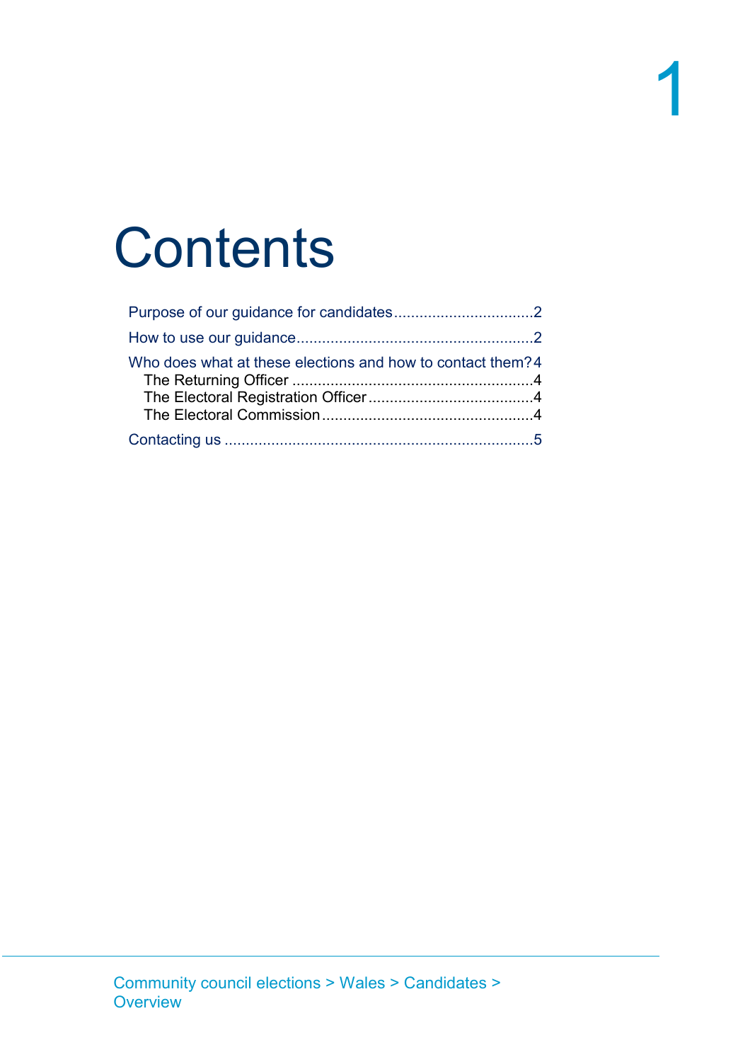# Contents

Purpose of our guidance for candidates.................................2

How to use our guidance.......................................................2

Who does what at these elections and how to contact them? 4

- The Returning Officer ........................................................4
- The Electoral Registration Officer.......................................4
- The Electoral Commission.................................................4

Contacting us ........................................................................5

Community council elections > Wales > Candidates > Overview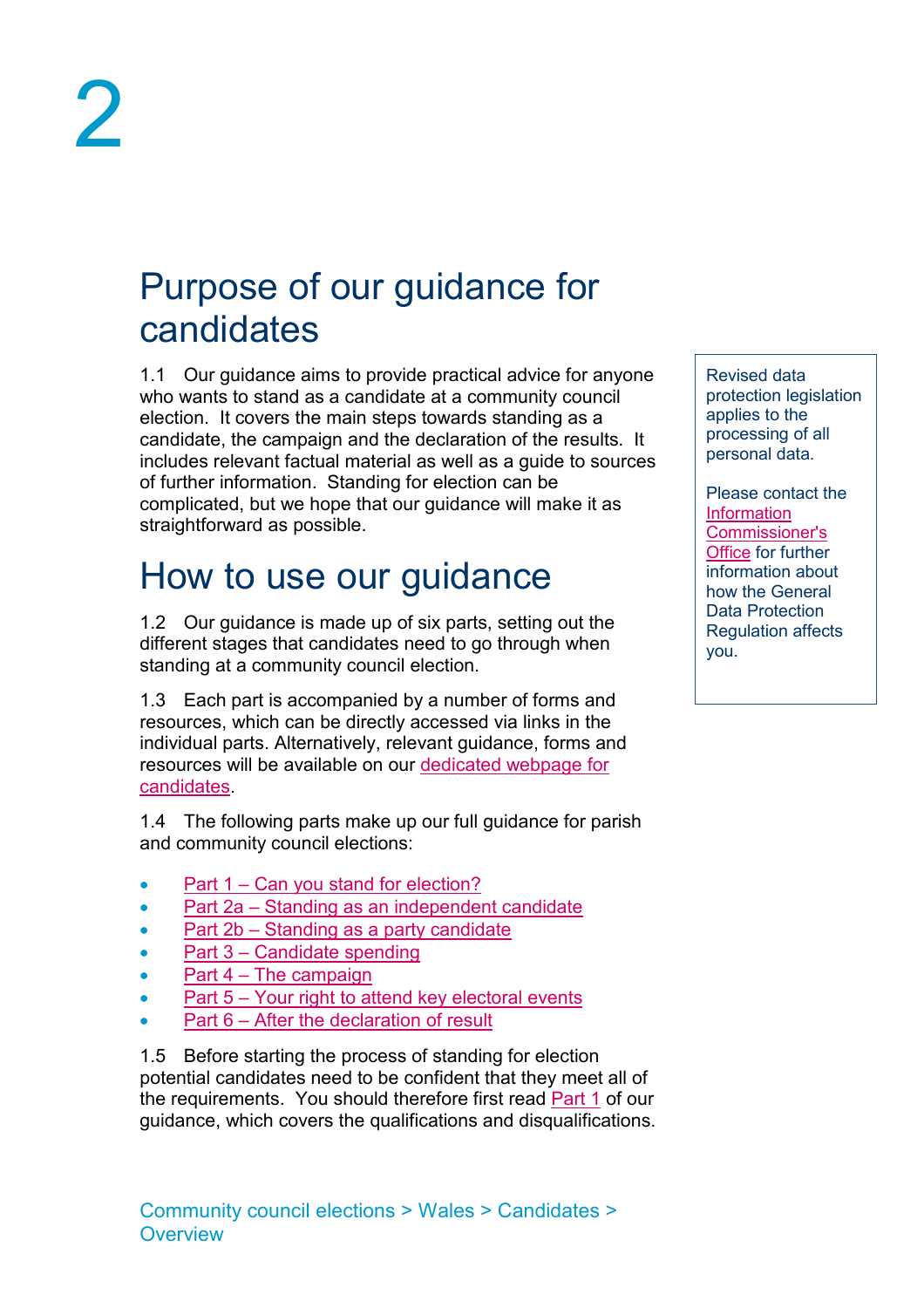# Purpose of our guidance for candidates

1.1 Our guidance aims to provide practical advice for anyone who wants to stand as a candidate at a community council election. It covers the main steps towards standing as a candidate, the campaign and the declaration of the results. It includes relevant factual material as well as a guide to sources of further information. Standing for election can be complicated, but we hope that our guidance will make it as straightforward as possible.

> Revised data protection legislation applies to the processing of all personal data.
>
> Please contact the Information Commissioner's Office for further information about how the General Data Protection Regulation affects you.

# How to use our guidance

1.2 Our guidance is made up of six parts, setting out the different stages that candidates need to go through when standing at a community council election.

1.3 Each part is accompanied by a number of forms and resources, which can be directly accessed via links in the individual parts. Alternatively, relevant guidance, forms and resources will be available on our dedicated webpage for candidates.

1.4 The following parts make up our full guidance for parish and community council elections:

- Part 1 – Can you stand for election?
- Part 2a – Standing as an independent candidate
- Part 2b – Standing as a party candidate
- Part 3 – Candidate spending
- Part 4 – The campaign
- Part 5 – Your right to attend key electoral events
- Part 6 – After the declaration of result

1.5 Before starting the process of standing for election potential candidates need to be confident that they meet all of the requirements. You should therefore first read Part 1 of our guidance, which covers the qualifications and disqualifications.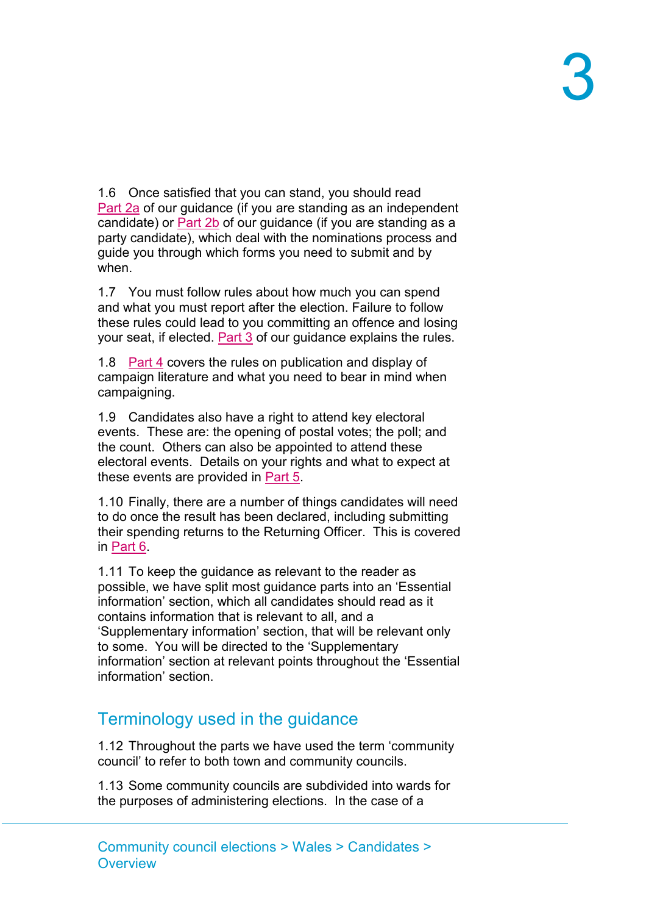1.6 Once satisfied that you can stand, you should read Part 2a of our guidance (if you are standing as an independent candidate) or Part 2b of our guidance (if you are standing as a party candidate), which deal with the nominations process and guide you through which forms you need to submit and by when.

1.7 You must follow rules about how much you can spend and what you must report after the election. Failure to follow these rules could lead to you committing an offence and losing your seat, if elected. Part 3 of our guidance explains the rules.

1.8 Part 4 covers the rules on publication and display of campaign literature and what you need to bear in mind when campaigning.

1.9 Candidates also have a right to attend key electoral events. These are: the opening of postal votes; the poll; and the count. Others can also be appointed to attend these electoral events. Details on your rights and what to expect at these events are provided in Part 5.

1.10 Finally, there are a number of things candidates will need to do once the result has been declared, including submitting their spending returns to the Returning Officer. This is covered in Part 6.

1.11 To keep the guidance as relevant to the reader as possible, we have split most guidance parts into an 'Essential information' section, which all candidates should read as it contains information that is relevant to all, and a 'Supplementary information' section, that will be relevant only to some. You will be directed to the 'Supplementary information' section at relevant points throughout the 'Essential information' section.

## Terminology used in the guidance

1.12 Throughout the parts we have used the term 'community council' to refer to both town and community councils.

1.13 Some community councils are subdivided into wards for the purposes of administering elections. In the case of a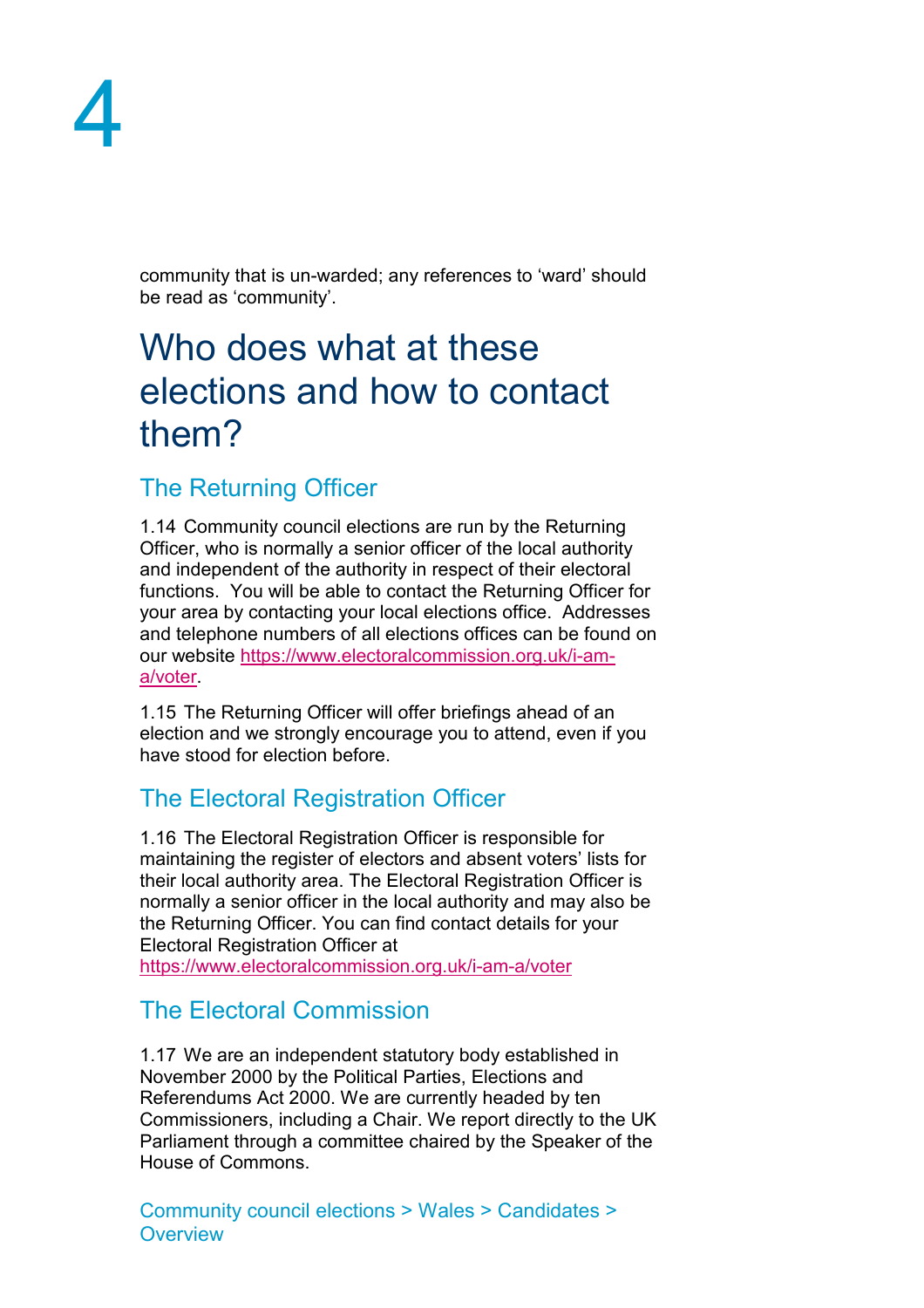community that is un-warded; any references to 'ward' should be read as 'community'.

# Who does what at these elections and how to contact them?

## The Returning Officer

1.14 Community council elections are run by the Returning Officer, who is normally a senior officer of the local authority and independent of the authority in respect of their electoral functions. You will be able to contact the Returning Officer for your area by contacting your local elections office. Addresses and telephone numbers of all elections offices can be found on our website https://www.electoralcommission.org.uk/i-am-a/voter.

1.15 The Returning Officer will offer briefings ahead of an election and we strongly encourage you to attend, even if you have stood for election before.

## The Electoral Registration Officer

1.16 The Electoral Registration Officer is responsible for maintaining the register of electors and absent voters' lists for their local authority area. The Electoral Registration Officer is normally a senior officer in the local authority and may also be the Returning Officer. You can find contact details for your Electoral Registration Officer at https://www.electoralcommission.org.uk/i-am-a/voter

## The Electoral Commission

1.17 We are an independent statutory body established in November 2000 by the Political Parties, Elections and Referendums Act 2000. We are currently headed by ten Commissioners, including a Chair. We report directly to the UK Parliament through a committee chaired by the Speaker of the House of Commons.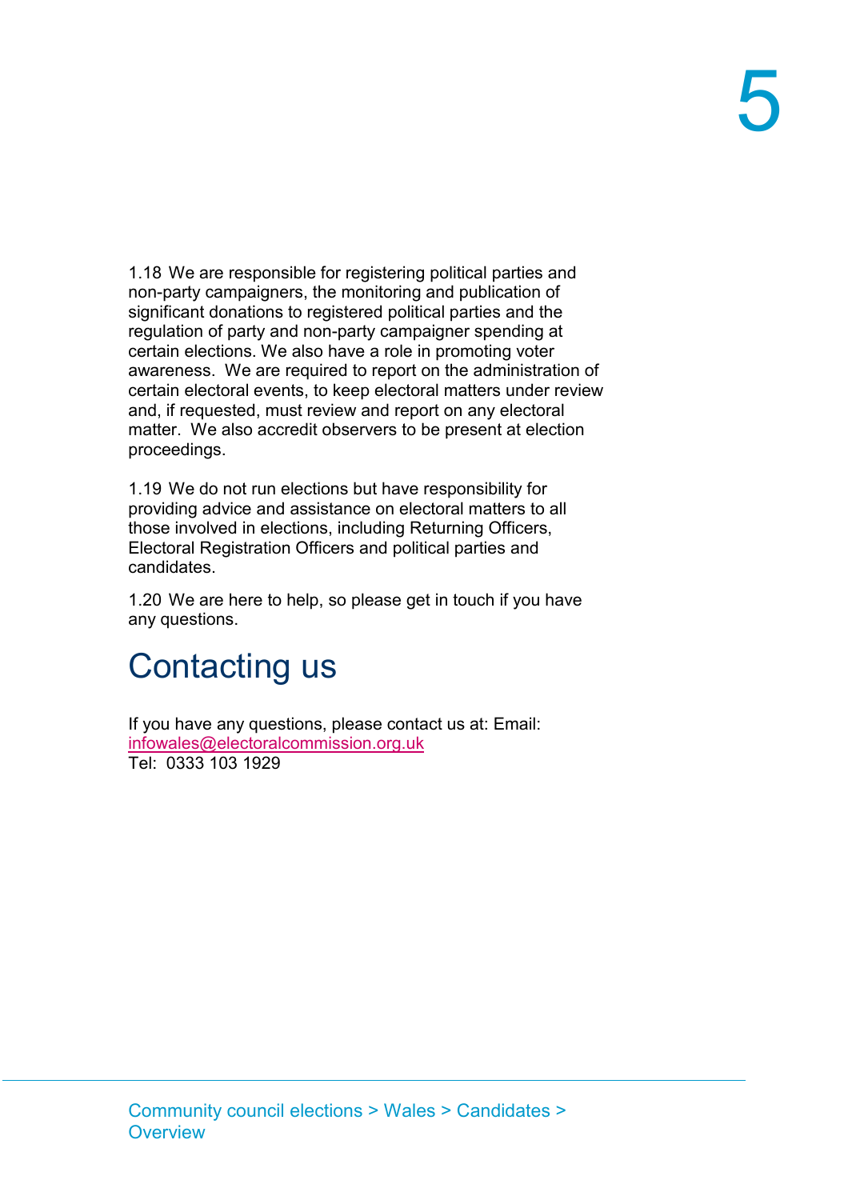1.18 We are responsible for registering political parties and non-party campaigners, the monitoring and publication of significant donations to registered political parties and the regulation of party and non-party campaigner spending at certain elections. We also have a role in promoting voter awareness. We are required to report on the administration of certain electoral events, to keep electoral matters under review and, if requested, must review and report on any electoral matter. We also accredit observers to be present at election proceedings.

1.19 We do not run elections but have responsibility for providing advice and assistance on electoral matters to all those involved in elections, including Returning Officers, Electoral Registration Officers and political parties and candidates.

1.20 We are here to help, so please get in touch if you have any questions.

## Contacting us

If you have any questions, please contact us at: Email: infowales@electoralcommission.org.uk
Tel: 0333 103 1929